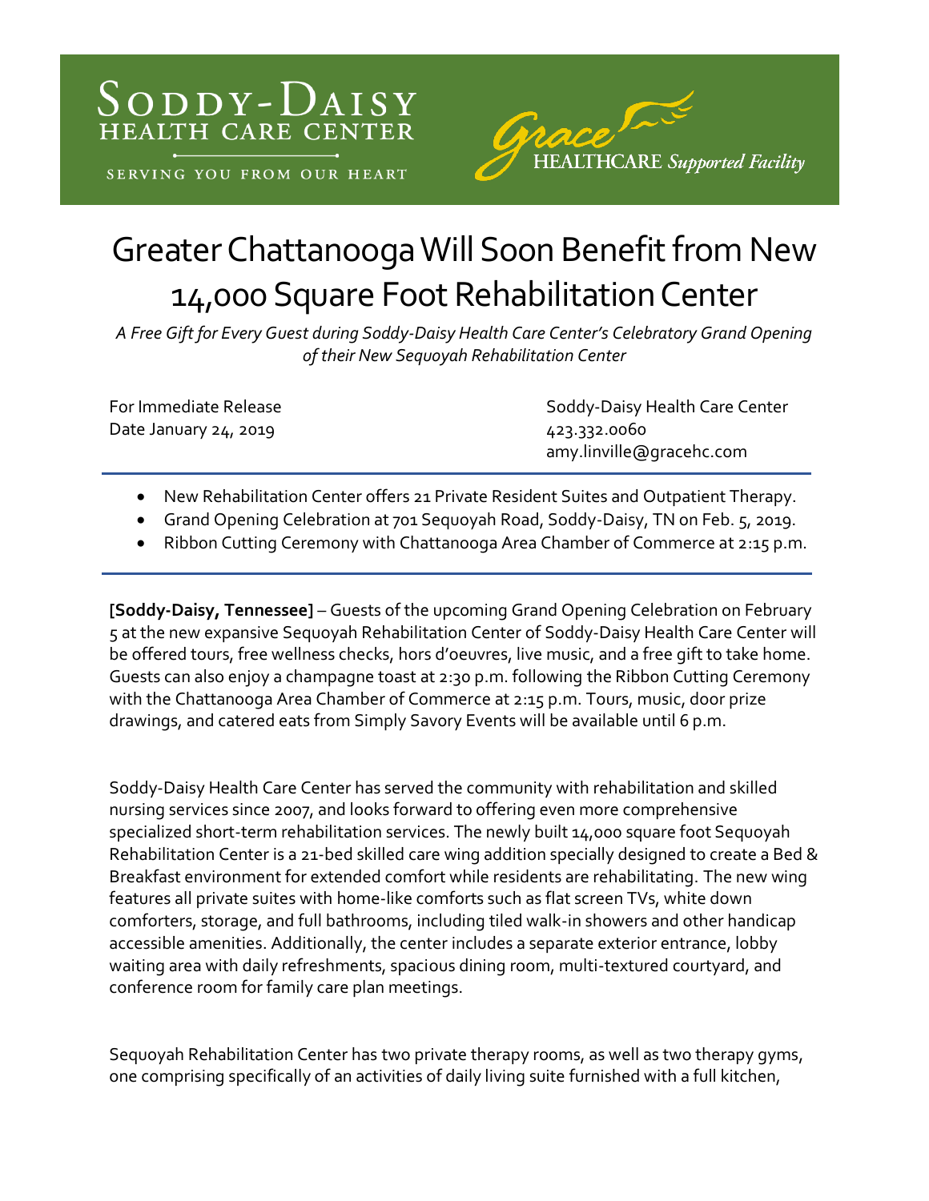Soddy-Daisy Health Care Center

SERVING YOU FROM OUR HEART

Grace HEALTHCARE *Supported Facility*

# Greater Chattanooga Will Soon Benefit from New 14,000 Square Foot Rehabilitation Center

*A Free Gift for Every Guest during Soddy-Daisy Health Care Center's Celebratory Grand Opening of their New Sequoyah Rehabilitation Center*

For Immediate Release
Date January 24, 2019

Soddy-Daisy Health Care Center
423.332.0060
amy.linville@gracehc.com

---

- New Rehabilitation Center offers 21 Private Resident Suites and Outpatient Therapy.
- Grand Opening Celebration at 701 Sequoyah Road, Soddy-Daisy, TN on Feb. 5, 2019.
- Ribbon Cutting Ceremony with Chattanooga Area Chamber of Commerce at 2:15 p.m.

---

**[Soddy-Daisy, Tennessee]** – Guests of the upcoming Grand Opening Celebration on February 5 at the new expansive Sequoyah Rehabilitation Center of Soddy-Daisy Health Care Center will be offered tours, free wellness checks, hors d'oeuvres, live music, and a free gift to take home. Guests can also enjoy a champagne toast at 2:30 p.m. following the Ribbon Cutting Ceremony with the Chattanooga Area Chamber of Commerce at 2:15 p.m. Tours, music, door prize drawings, and catered eats from Simply Savory Events will be available until 6 p.m.

Soddy-Daisy Health Care Center has served the community with rehabilitation and skilled nursing services since 2007, and looks forward to offering even more comprehensive specialized short-term rehabilitation services. The newly built 14,000 square foot Sequoyah Rehabilitation Center is a 21-bed skilled care wing addition specially designed to create a Bed & Breakfast environment for extended comfort while residents are rehabilitating. The new wing features all private suites with home-like comforts such as flat screen TVs, white down comforters, storage, and full bathrooms, including tiled walk-in showers and other handicap accessible amenities. Additionally, the center includes a separate exterior entrance, lobby waiting area with daily refreshments, spacious dining room, multi-textured courtyard, and conference room for family care plan meetings.

Sequoyah Rehabilitation Center has two private therapy rooms, as well as two therapy gyms, one comprising specifically of an activities of daily living suite furnished with a full kitchen,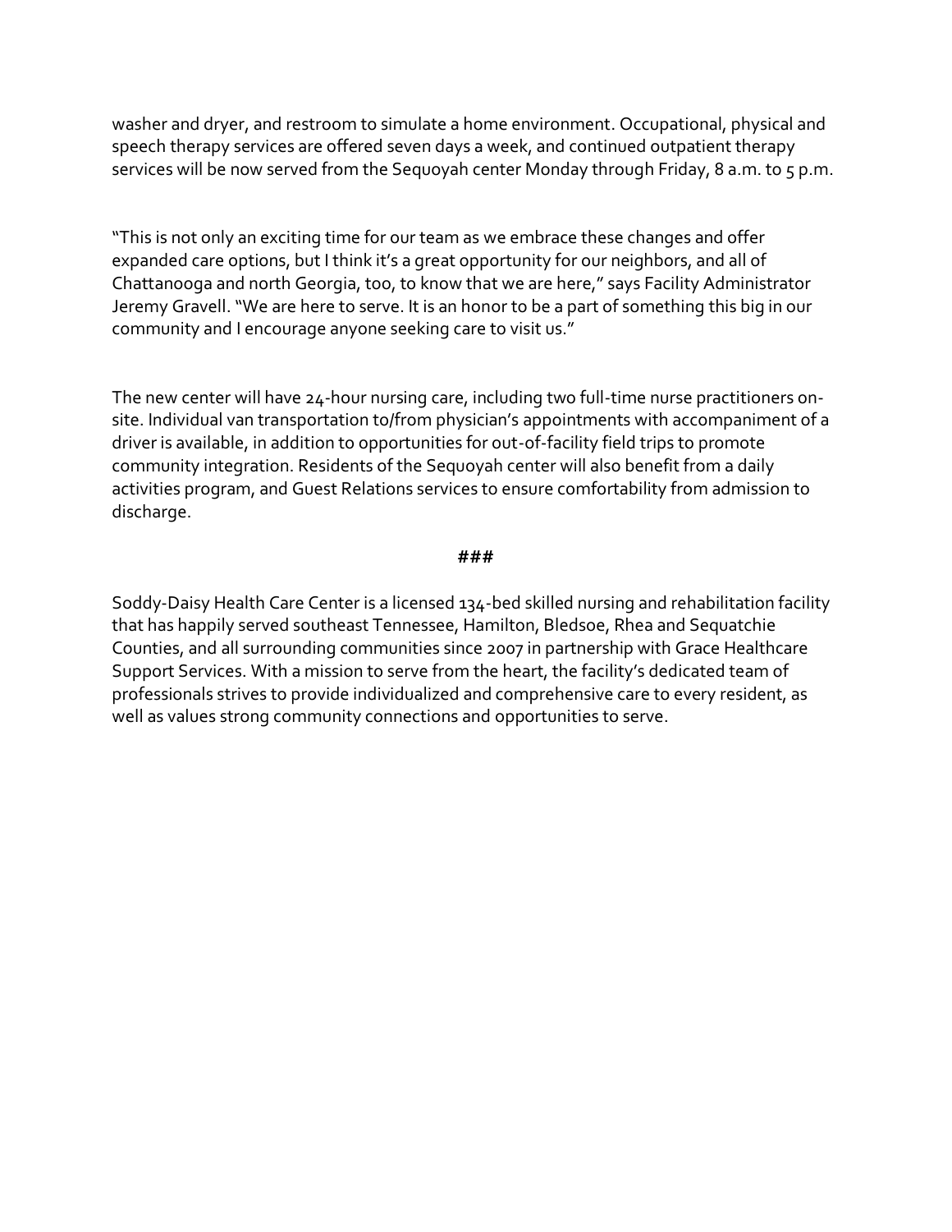washer and dryer, and restroom to simulate a home environment. Occupational, physical and speech therapy services are offered seven days a week, and continued outpatient therapy services will be now served from the Sequoyah center Monday through Friday, 8 a.m. to 5 p.m.

"This is not only an exciting time for our team as we embrace these changes and offer expanded care options, but I think it's a great opportunity for our neighbors, and all of Chattanooga and north Georgia, too, to know that we are here," says Facility Administrator Jeremy Gravell. "We are here to serve. It is an honor to be a part of something this big in our community and I encourage anyone seeking care to visit us."

The new center will have 24-hour nursing care, including two full-time nurse practitioners on-site. Individual van transportation to/from physician's appointments with accompaniment of a driver is available, in addition to opportunities for out-of-facility field trips to promote community integration. Residents of the Sequoyah center will also benefit from a daily activities program, and Guest Relations services to ensure comfortability from admission to discharge.

**###**

Soddy-Daisy Health Care Center is a licensed 134-bed skilled nursing and rehabilitation facility that has happily served southeast Tennessee, Hamilton, Bledsoe, Rhea and Sequatchie Counties, and all surrounding communities since 2007 in partnership with Grace Healthcare Support Services. With a mission to serve from the heart, the facility's dedicated team of professionals strives to provide individualized and comprehensive care to every resident, as well as values strong community connections and opportunities to serve.